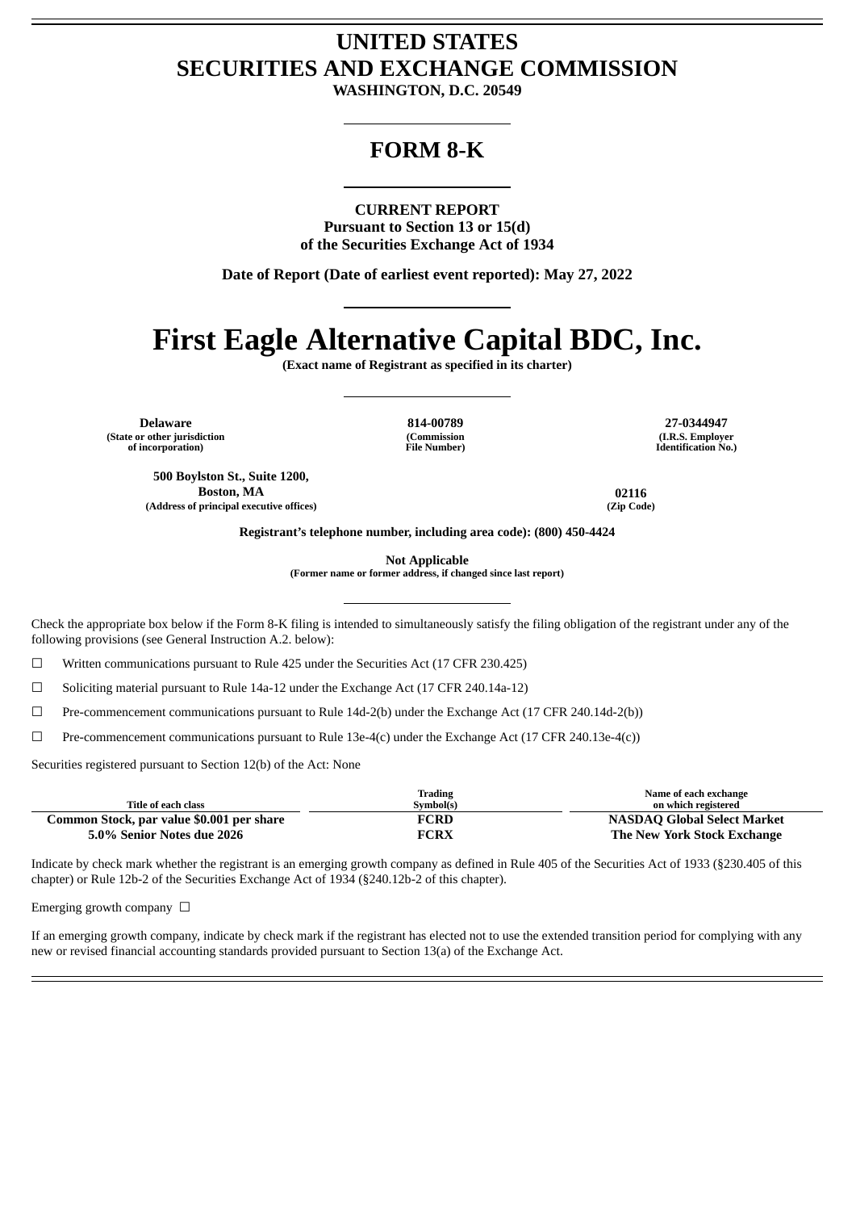# UNITED STATES
# SECURITIES AND EXCHANGE COMMISSION

**WASHINGTON, D.C. 20549**

## FORM 8-K

**CURRENT REPORT**
**Pursuant to Section 13 or 15(d)**
**of the Securities Exchange Act of 1934**

**Date of Report (Date of earliest event reported): May 27, 2022**

# First Eagle Alternative Capital BDC, Inc.

**(Exact name of Registrant as specified in its charter)**

| **Delaware** | **814-00789** | **27-0344947** |
|---|---|---|
| **(State or other jurisdiction of incorporation)** | **(Commission File Number)** | **(I.R.S. Employer Identification No.)** |

| **500 Boylston St., Suite 1200, Boston, MA** | **02116** |
|---|---|
| **(Address of principal executive offices)** | **(Zip Code)** |

**Registrant's telephone number, including area code): (800) 450-4424**

**Not Applicable**
**(Former name or former address, if changed since last report)**

Check the appropriate box below if the Form 8-K filing is intended to simultaneously satisfy the filing obligation of the registrant under any of the following provisions (see General Instruction A.2. below):

☐ Written communications pursuant to Rule 425 under the Securities Act (17 CFR 230.425)

☐ Soliciting material pursuant to Rule 14a-12 under the Exchange Act (17 CFR 240.14a-12)

☐ Pre-commencement communications pursuant to Rule 14d-2(b) under the Exchange Act (17 CFR 240.14d-2(b))

☐ Pre-commencement communications pursuant to Rule 13e-4(c) under the Exchange Act (17 CFR 240.13e-4(c))

Securities registered pursuant to Section 12(b) of the Act: None

| Title of each class | Trading Symbol(s) | Name of each exchange on which registered |
|---|---|---|
| **Common Stock, par value $0.001 per share** | **FCRD** | **NASDAQ Global Select Market** |
| **5.0% Senior Notes due 2026** | **FCRX** | **The New York Stock Exchange** |

Indicate by check mark whether the registrant is an emerging growth company as defined in Rule 405 of the Securities Act of 1933 (§230.405 of this chapter) or Rule 12b-2 of the Securities Exchange Act of 1934 (§240.12b-2 of this chapter).

Emerging growth company ☐

If an emerging growth company, indicate by check mark if the registrant has elected not to use the extended transition period for complying with any new or revised financial accounting standards provided pursuant to Section 13(a) of the Exchange Act.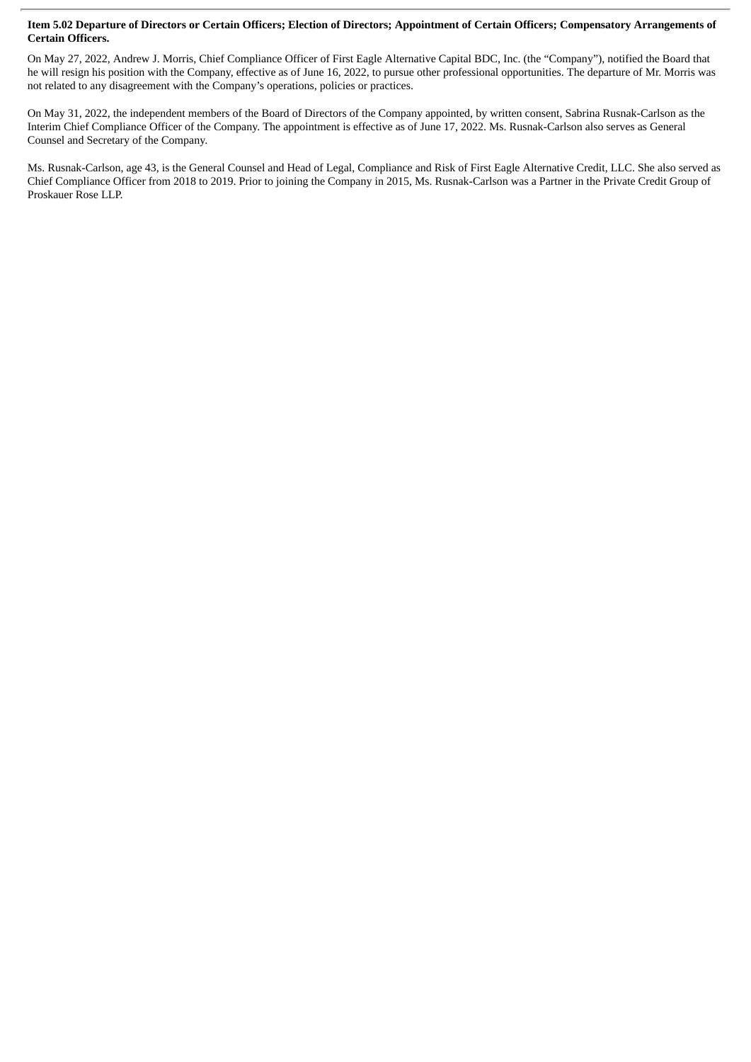**Item 5.02 Departure of Directors or Certain Officers; Election of Directors; Appointment of Certain Officers; Compensatory Arrangements of Certain Officers.**

On May 27, 2022, Andrew J. Morris, Chief Compliance Officer of First Eagle Alternative Capital BDC, Inc. (the "Company"), notified the Board that he will resign his position with the Company, effective as of June 16, 2022, to pursue other professional opportunities. The departure of Mr. Morris was not related to any disagreement with the Company's operations, policies or practices.

On May 31, 2022, the independent members of the Board of Directors of the Company appointed, by written consent, Sabrina Rusnak-Carlson as the Interim Chief Compliance Officer of the Company. The appointment is effective as of June 17, 2022. Ms. Rusnak-Carlson also serves as General Counsel and Secretary of the Company.

Ms. Rusnak-Carlson, age 43, is the General Counsel and Head of Legal, Compliance and Risk of First Eagle Alternative Credit, LLC. She also served as Chief Compliance Officer from 2018 to 2019. Prior to joining the Company in 2015, Ms. Rusnak-Carlson was a Partner in the Private Credit Group of Proskauer Rose LLP.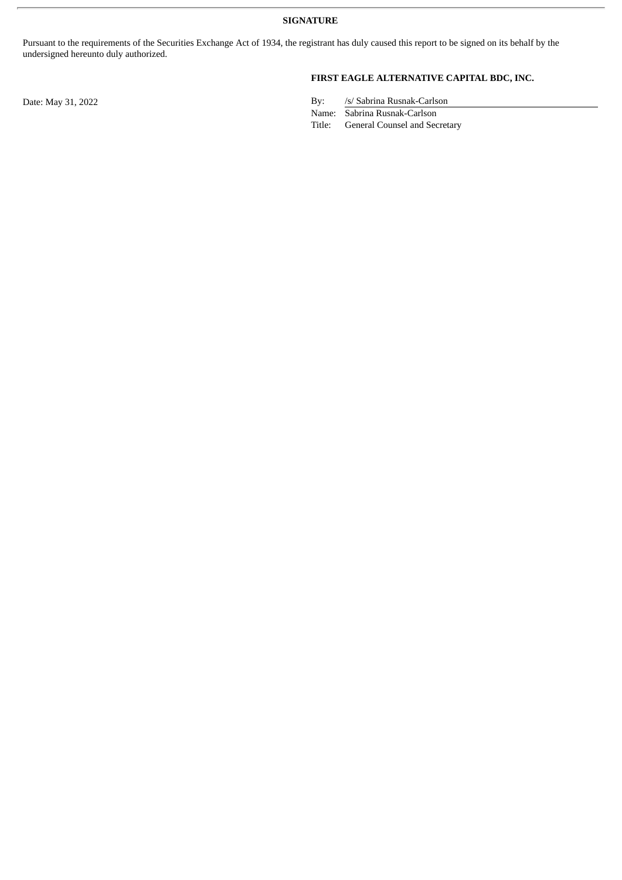**SIGNATURE**

Pursuant to the requirements of the Securities Exchange Act of 1934, the registrant has duly caused this report to be signed on its behalf by the undersigned hereunto duly authorized.

**FIRST EAGLE ALTERNATIVE CAPITAL BDC, INC.**

Date: May 31, 2022

| | |
|---|---|
| By: | /s/ Sabrina Rusnak-Carlson |
| Name: | Sabrina Rusnak-Carlson |
| Title: | General Counsel and Secretary |